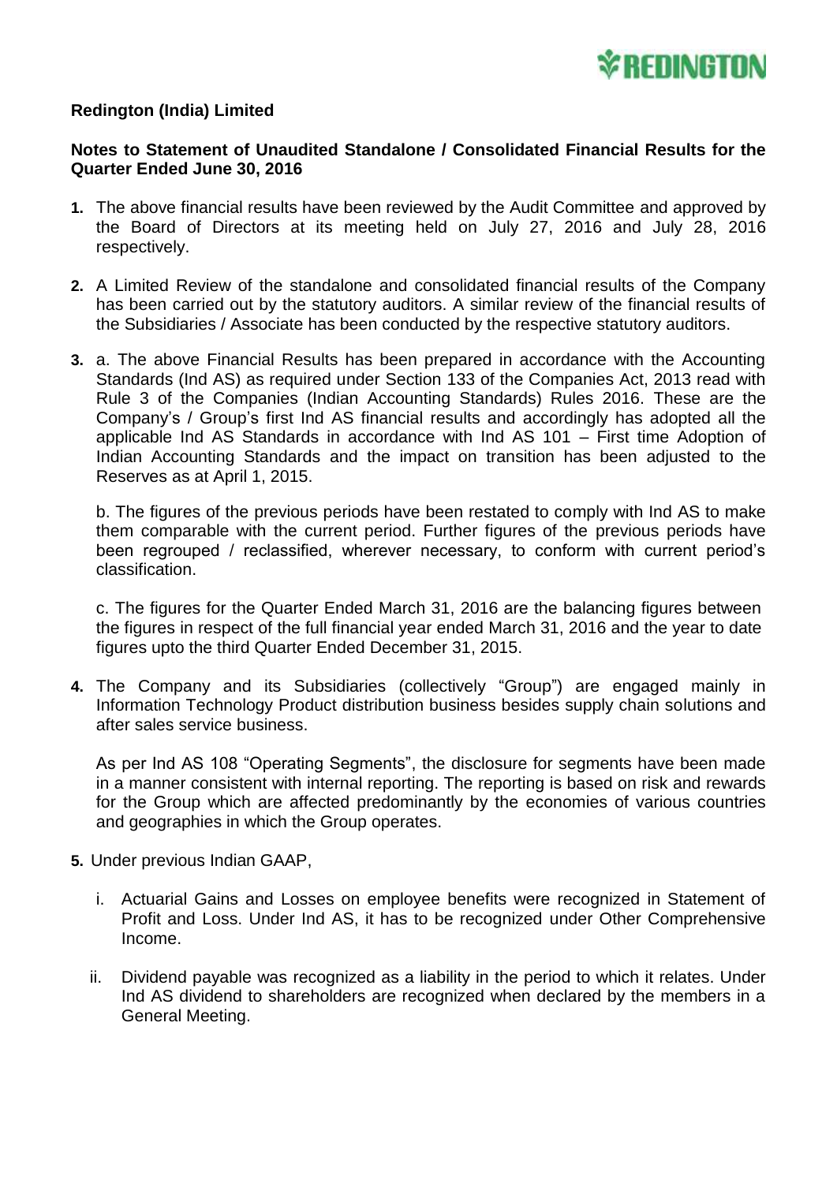**Redington (India) Limited**

**Notes to Statement of Unaudited Standalone / Consolidated Financial Results for the Quarter Ended June 30, 2016**

1. The above financial results have been reviewed by the Audit Committee and approved by the Board of Directors at its meeting held on July 27, 2016 and July 28, 2016 respectively.

2. A Limited Review of the standalone and consolidated financial results of the Company has been carried out by the statutory auditors. A similar review of the financial results of the Subsidiaries / Associate has been conducted by the respective statutory auditors.

3. a. The above Financial Results has been prepared in accordance with the Accounting Standards (Ind AS) as required under Section 133 of the Companies Act, 2013 read with Rule 3 of the Companies (Indian Accounting Standards) Rules 2016. These are the Company's / Group's first Ind AS financial results and accordingly has adopted all the applicable Ind AS Standards in accordance with Ind AS 101 – First time Adoption of Indian Accounting Standards and the impact on transition has been adjusted to the Reserves as at April 1, 2015.

   b. The figures of the previous periods have been restated to comply with Ind AS to make them comparable with the current period. Further figures of the previous periods have been regrouped / reclassified, wherever necessary, to conform with current period's classification.

   c. The figures for the Quarter Ended March 31, 2016 are the balancing figures between the figures in respect of the full financial year ended March 31, 2016 and the year to date figures upto the third Quarter Ended December 31, 2015.

4. The Company and its Subsidiaries (collectively "Group") are engaged mainly in Information Technology Product distribution business besides supply chain solutions and after sales service business.

   As per Ind AS 108 "Operating Segments", the disclosure for segments have been made in a manner consistent with internal reporting. The reporting is based on risk and rewards for the Group which are affected predominantly by the economies of various countries and geographies in which the Group operates.

5. Under previous Indian GAAP,

   i. Actuarial Gains and Losses on employee benefits were recognized in Statement of Profit and Loss. Under Ind AS, it has to be recognized under Other Comprehensive Income.

   ii. Dividend payable was recognized as a liability in the period to which it relates. Under Ind AS dividend to shareholders are recognized when declared by the members in a General Meeting.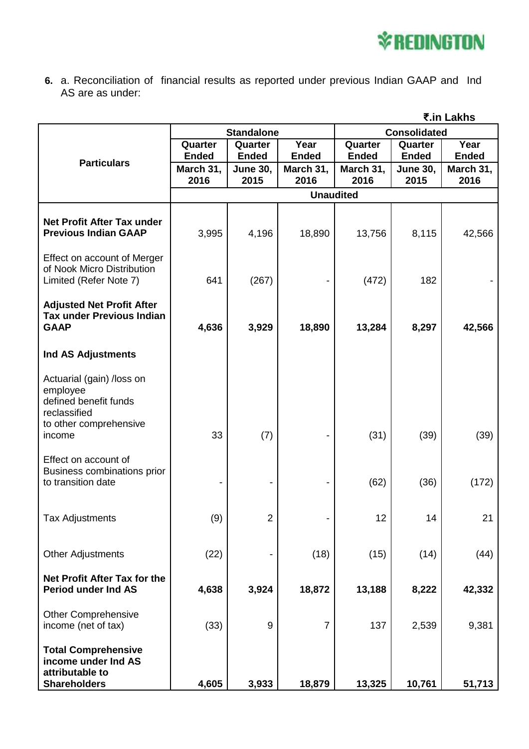**6.** a. Reconciliation of financial results as reported under previous Indian GAAP and Ind AS are as under:

₹.in Lakhs

| Particulars | Standalone | | | Consolidated | | |
|---|---|---|---|---|---|---|
| | Quarter Ended March 31, 2016 | Quarter Ended June 30, 2015 | Year Ended March 31, 2016 | Quarter Ended March 31, 2016 | Quarter Ended June 30, 2015 | Year Ended March 31, 2016 |
| | Unaudited | | | | | |
| **Net Profit After Tax under Previous Indian GAAP** | 3,995 | 4,196 | 18,890 | 13,756 | 8,115 | 42,566 |
| Effect on account of Merger of Nook Micro Distribution Limited (Refer Note 7) | 641 | (267) | - | (472) | 182 | - |
| **Adjusted Net Profit After Tax under Previous Indian GAAP** | **4,636** | **3,929** | **18,890** | **13,284** | **8,297** | **42,566** |
| **Ind AS Adjustments** | | | | | | |
| Actuarial (gain) /loss on employee defined benefit funds reclassified to other comprehensive income | 33 | (7) | - | (31) | (39) | (39) |
| Effect on account of Business combinations prior to transition date | - | - | - | (62) | (36) | (172) |
| Tax Adjustments | (9) | 2 | - | 12 | 14 | 21 |
| Other Adjustments | (22) | - | (18) | (15) | (14) | (44) |
| **Net Profit After Tax for the Period under Ind AS** | **4,638** | **3,924** | **18,872** | **13,188** | **8,222** | **42,332** |
| Other Comprehensive income (net of tax) | (33) | 9 | 7 | 137 | 2,539 | 9,381 |
| **Total Comprehensive income under Ind AS attributable to Shareholders** | **4,605** | **3,933** | **18,879** | **13,325** | **10,761** | **51,713** |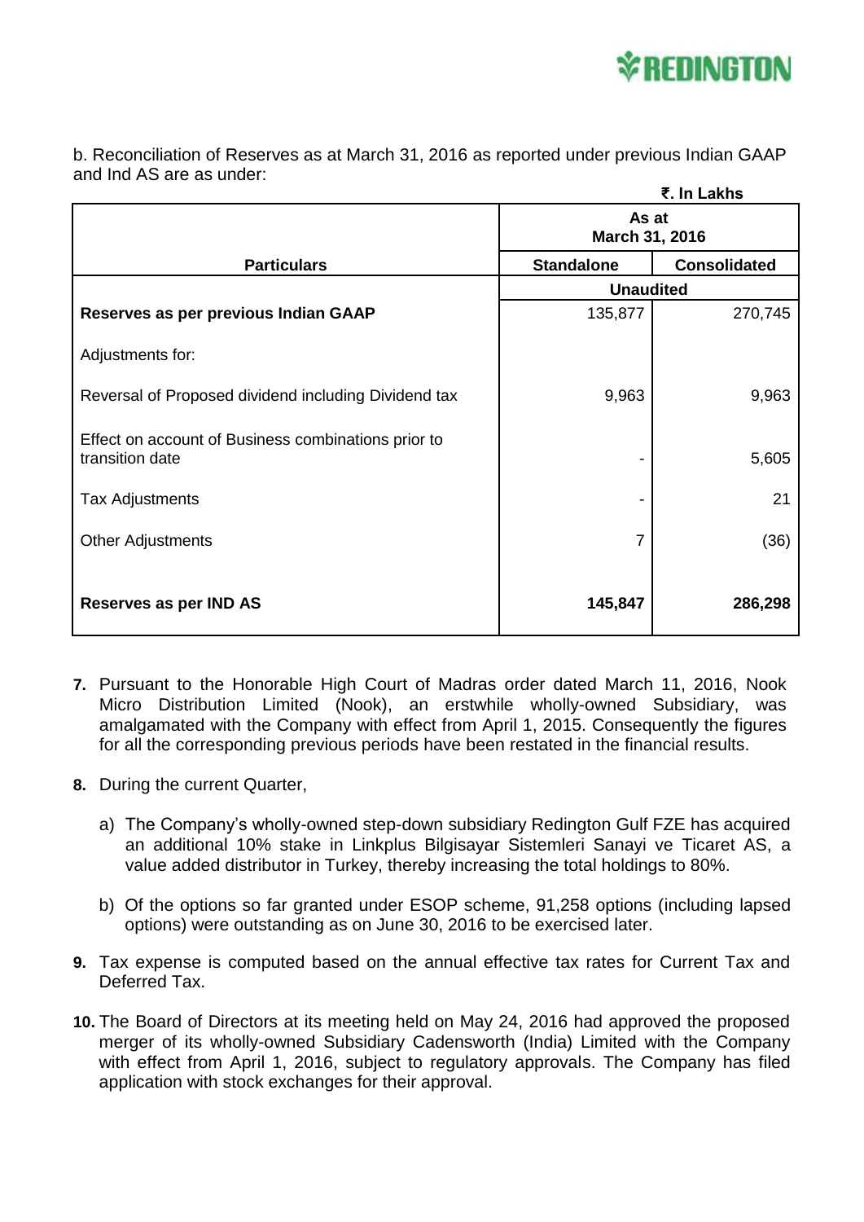b. Reconciliation of Reserves as at March 31, 2016 as reported under previous Indian GAAP and Ind AS are as under:

**₹. In Lakhs**

| Particulars | As at March 31, 2016 | |
|---|---|---|
| | **Standalone** | **Consolidated** |
| | **Unaudited** | |
| **Reserves as per previous Indian GAAP** | 135,877 | 270,745 |
| Adjustments for: | | |
| Reversal of Proposed dividend including Dividend tax | 9,963 | 9,963 |
| Effect on account of Business combinations prior to transition date | - | 5,605 |
| Tax Adjustments | - | 21 |
| Other Adjustments | 7 | (36) |
| **Reserves as per IND AS** | **145,847** | **286,298** |

7. Pursuant to the Honorable High Court of Madras order dated March 11, 2016, Nook Micro Distribution Limited (Nook), an erstwhile wholly-owned Subsidiary, was amalgamated with the Company with effect from April 1, 2015. Consequently the figures for all the corresponding previous periods have been restated in the financial results.

8. During the current Quarter,

   a) The Company's wholly-owned step-down subsidiary Redington Gulf FZE has acquired an additional 10% stake in Linkplus Bilgisayar Sistemleri Sanayi ve Ticaret AS, a value added distributor in Turkey, thereby increasing the total holdings to 80%.

   b) Of the options so far granted under ESOP scheme, 91,258 options (including lapsed options) were outstanding as on June 30, 2016 to be exercised later.

9. Tax expense is computed based on the annual effective tax rates for Current Tax and Deferred Tax.

10. The Board of Directors at its meeting held on May 24, 2016 had approved the proposed merger of its wholly-owned Subsidiary Cadensworth (India) Limited with the Company with effect from April 1, 2016, subject to regulatory approvals. The Company has filed application with stock exchanges for their approval.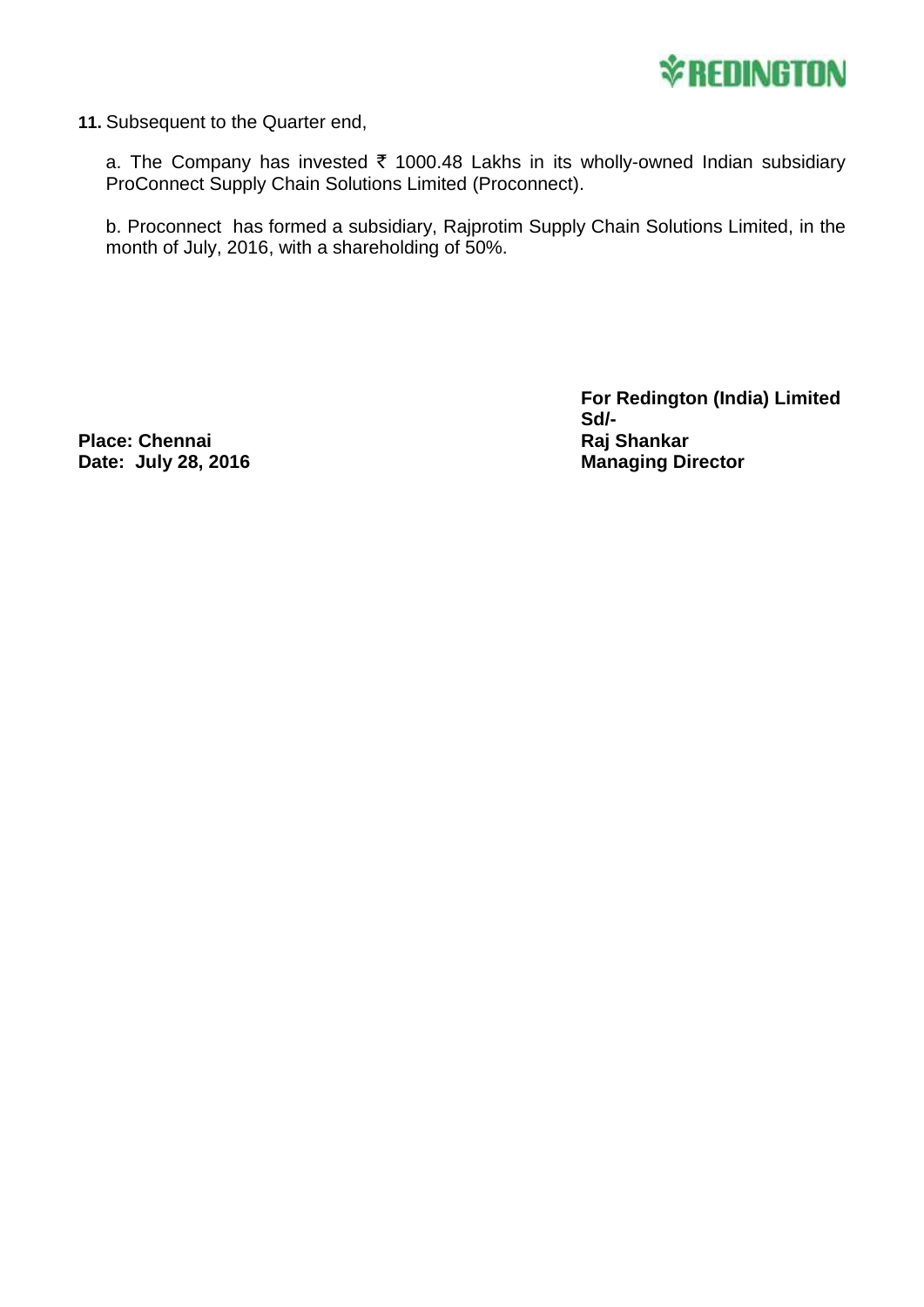**11.** Subsequent to the Quarter end,

a. The Company has invested ₹ 1000.48 Lakhs in its wholly-owned Indian subsidiary ProConnect Supply Chain Solutions Limited (Proconnect).

b. Proconnect has formed a subsidiary, Rajprotim Supply Chain Solutions Limited, in the month of July, 2016, with a shareholding of 50%.

**For Redington (India) Limited**
**Sd/-**
**Raj Shankar**
**Managing Director**

**Place: Chennai**
**Date: July 28, 2016**